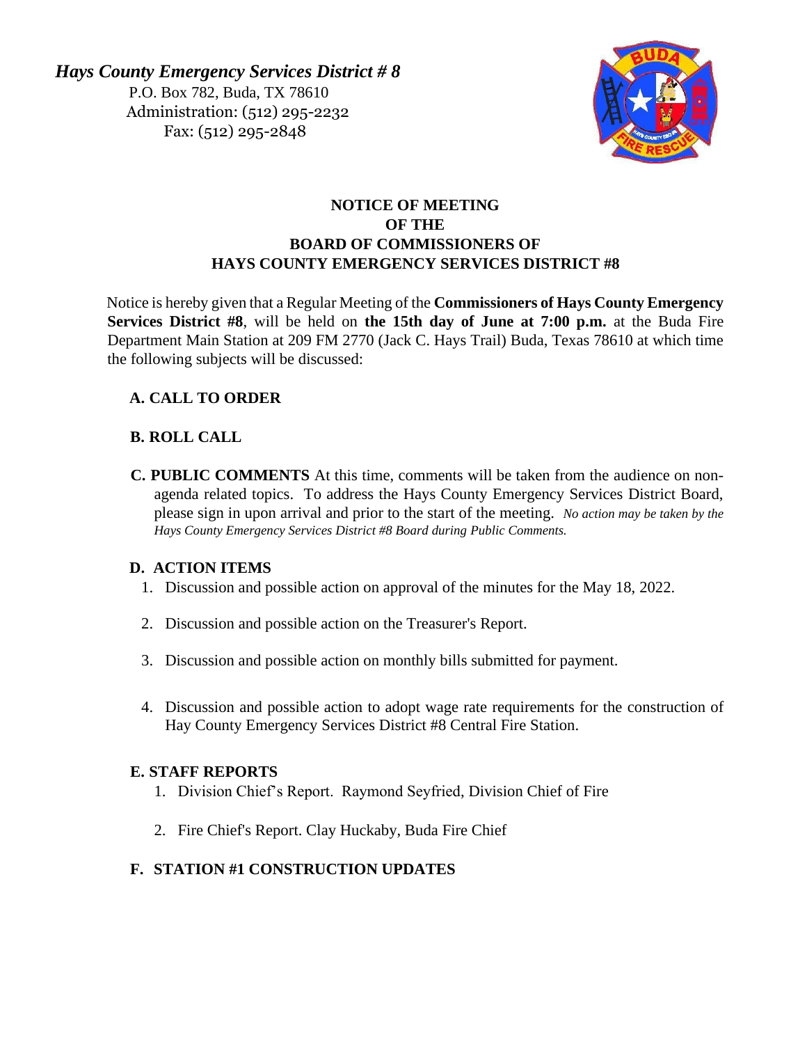*Hays County Emergency Services District # 8*

P.O. Box 782, Buda, TX 78610
Administration: (512) 295-2232
Fax: (512) 295-2848

**NOTICE OF MEETING**
**OF THE**
**BOARD OF COMMISSIONERS OF**
**HAYS COUNTY EMERGENCY SERVICES DISTRICT #8**

Notice is hereby given that a Regular Meeting of the **Commissioners of Hays County Emergency Services District #8**, will be held on **the 15th day of June at 7:00 p.m.** at the Buda Fire Department Main Station at 209 FM 2770 (Jack C. Hays Trail) Buda, Texas 78610 at which time the following subjects will be discussed:

**A. CALL TO ORDER**

**B. ROLL CALL**

**C. PUBLIC COMMENTS** At this time, comments will be taken from the audience on non-agenda related topics. To address the Hays County Emergency Services District Board, please sign in upon arrival and prior to the start of the meeting. *No action may be taken by the Hays County Emergency Services District #8 Board during Public Comments.*

**D. ACTION ITEMS**

1. Discussion and possible action on approval of the minutes for the May 18, 2022.
2. Discussion and possible action on the Treasurer's Report.
3. Discussion and possible action on monthly bills submitted for payment.
4. Discussion and possible action to adopt wage rate requirements for the construction of Hay County Emergency Services District #8 Central Fire Station.

**E. STAFF REPORTS**

1. Division Chief's Report. Raymond Seyfried, Division Chief of Fire
2. Fire Chief's Report. Clay Huckaby, Buda Fire Chief

**F. STATION #1 CONSTRUCTION UPDATES**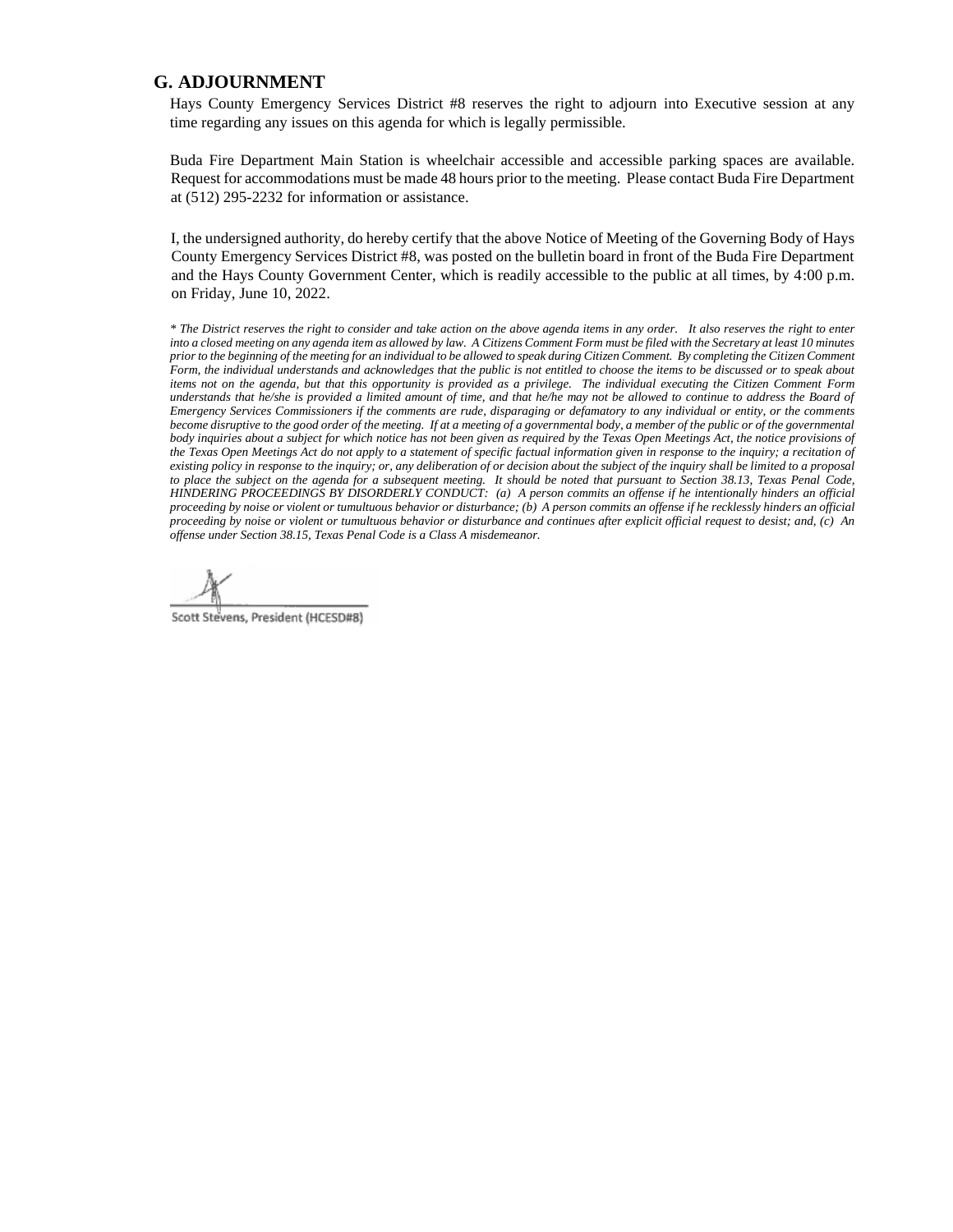## G. ADJOURNMENT

Hays County Emergency Services District #8 reserves the right to adjourn into Executive session at any time regarding any issues on this agenda for which is legally permissible.

Buda Fire Department Main Station is wheelchair accessible and accessible parking spaces are available. Request for accommodations must be made 48 hours prior to the meeting. Please contact Buda Fire Department at (512) 295-2232 for information or assistance.

I, the undersigned authority, do hereby certify that the above Notice of Meeting of the Governing Body of Hays County Emergency Services District #8, was posted on the bulletin board in front of the Buda Fire Department and the Hays County Government Center, which is readily accessible to the public at all times, by 4:00 p.m. on Friday, June 10, 2022.

*\* The District reserves the right to consider and take action on the above agenda items in any order. It also reserves the right to enter into a closed meeting on any agenda item as allowed by law. A Citizens Comment Form must be filed with the Secretary at least 10 minutes prior to the beginning of the meeting for an individual to be allowed to speak during Citizen Comment. By completing the Citizen Comment Form, the individual understands and acknowledges that the public is not entitled to choose the items to be discussed or to speak about items not on the agenda, but that this opportunity is provided as a privilege. The individual executing the Citizen Comment Form understands that he/she is provided a limited amount of time, and that he/he may not be allowed to continue to address the Board of Emergency Services Commissioners if the comments are rude, disparaging or defamatory to any individual or entity, or the comments become disruptive to the good order of the meeting. If at a meeting of a governmental body, a member of the public or of the governmental body inquiries about a subject for which notice has not been given as required by the Texas Open Meetings Act, the notice provisions of the Texas Open Meetings Act do not apply to a statement of specific factual information given in response to the inquiry; a recitation of existing policy in response to the inquiry; or, any deliberation of or decision about the subject of the inquiry shall be limited to a proposal to place the subject on the agenda for a subsequent meeting. It should be noted that pursuant to Section 38.13, Texas Penal Code, HINDERING PROCEEDINGS BY DISORDERLY CONDUCT: (a) A person commits an offense if he intentionally hinders an official proceeding by noise or violent or tumultuous behavior or disturbance; (b) A person commits an offense if he recklessly hinders an official proceeding by noise or violent or tumultuous behavior or disturbance and continues after explicit official request to desist; and, (c) An offense under Section 38.15, Texas Penal Code is a Class A misdemeanor.*

Scott Stevens, President (HCESD#8)